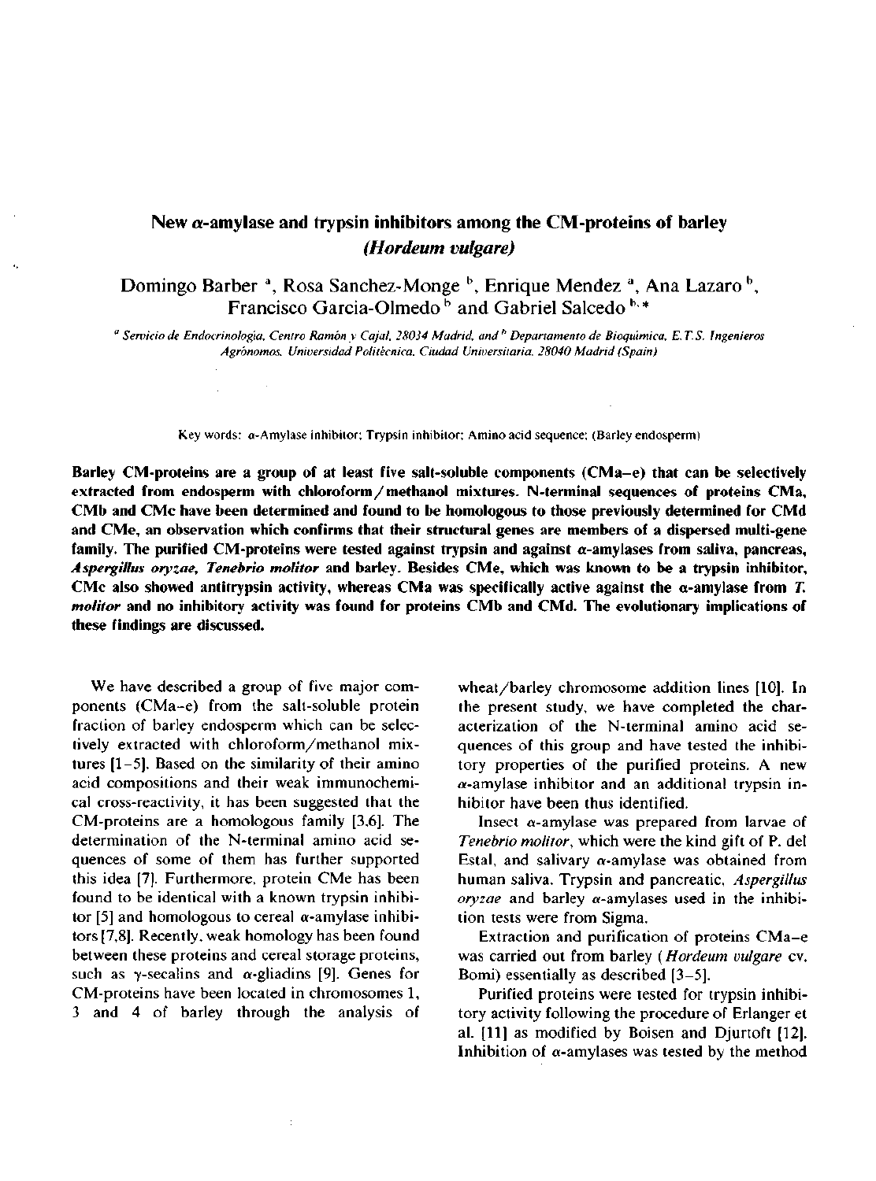# New $\alpha$-amylase and trypsin inhibitors among the CM-proteins of barley (*Hordeum vulgare*)

Domingo Barber [a], Rosa Sanchez-Monge [b], Enrique Mendez [a], Ana Lazaro [b], Francisco Garcia-Olmedo [b] and Gabriel Salcedo [b,*]

[a] *Servicio de Endocrinologia, Centro Ramón y Cajal, 28034 Madrid, and* [b] *Departamento de Bioquimica, E.T.S. Ingenieros Agrónomos, Universidad Politècnica, Ciudad Universitaria, 28040 Madrid (Spain)*

Key words: $\alpha$-Amylase inhibitor; Trypsin inhibitor; Amino acid sequence; (Barley endosperm)

**Barley CM-proteins are a group of at least five salt-soluble components (CMa–e) that can be selectively extracted from endosperm with chloroform/methanol mixtures. N-terminal sequences of proteins CMa, CMb and CMc have been determined and found to be homologous to those previously determined for CMd and CMe, an observation which confirms that their structural genes are members of a dispersed multi-gene family. The purified CM-proteins were tested against trypsin and against $\alpha$-amylases from saliva, pancreas, *Aspergillus oryzae*, *Tenebrio molitor* and barley. Besides CMe, which was known to be a trypsin inhibitor, CMc also showed antitrypsin activity, whereas CMa was specifically active against the $\alpha$-amylase from *T. molitor* and no inhibitory activity was found for proteins CMb and CMd. The evolutionary implications of these findings are discussed.**

We have described a group of five major components (CMa–e) from the salt-soluble protein fraction of barley endosperm which can be selectively extracted with chloroform/methanol mixtures [1–5]. Based on the similarity of their amino acid compositions and their weak immunochemical cross-reactivity, it has been suggested that the CM-proteins are a homologous family [3,6]. The determination of the N-terminal amino acid sequences of some of them has further supported this idea [7]. Furthermore, protein CMe has been found to be identical with a known trypsin inhibitor [5] and homologous to cereal $\alpha$-amylase inhibitors [7,8]. Recently, weak homology has been found between these proteins and cereal storage proteins, such as $\gamma$-secalins and $\alpha$-gliadins [9]. Genes for CM-proteins have been located in chromosomes 1, 3 and 4 of barley through the analysis of wheat/barley chromosome addition lines [10]. In the present study, we have completed the characterization of the N-terminal amino acid sequences of this group and have tested the inhibitory properties of the purified proteins. A new $\alpha$-amylase inhibitor and an additional trypsin inhibitor have been thus identified.

Insect $\alpha$-amylase was prepared from larvae of *Tenebrio molitor*, which were the kind gift of P. del Estal, and salivary $\alpha$-amylase was obtained from human saliva. Trypsin and pancreatic, *Aspergillus oryzae* and barley $\alpha$-amylases used in the inhibition tests were from Sigma.

Extraction and purification of proteins CMa–e was carried out from barley (*Hordeum vulgare* cv. Bomi) essentially as described [3–5].

Purified proteins were tested for trypsin inhibitory activity following the procedure of Erlanger et al. [11] as modified by Boisen and Djurtoft [12]. Inhibition of $\alpha$-amylases was tested by the method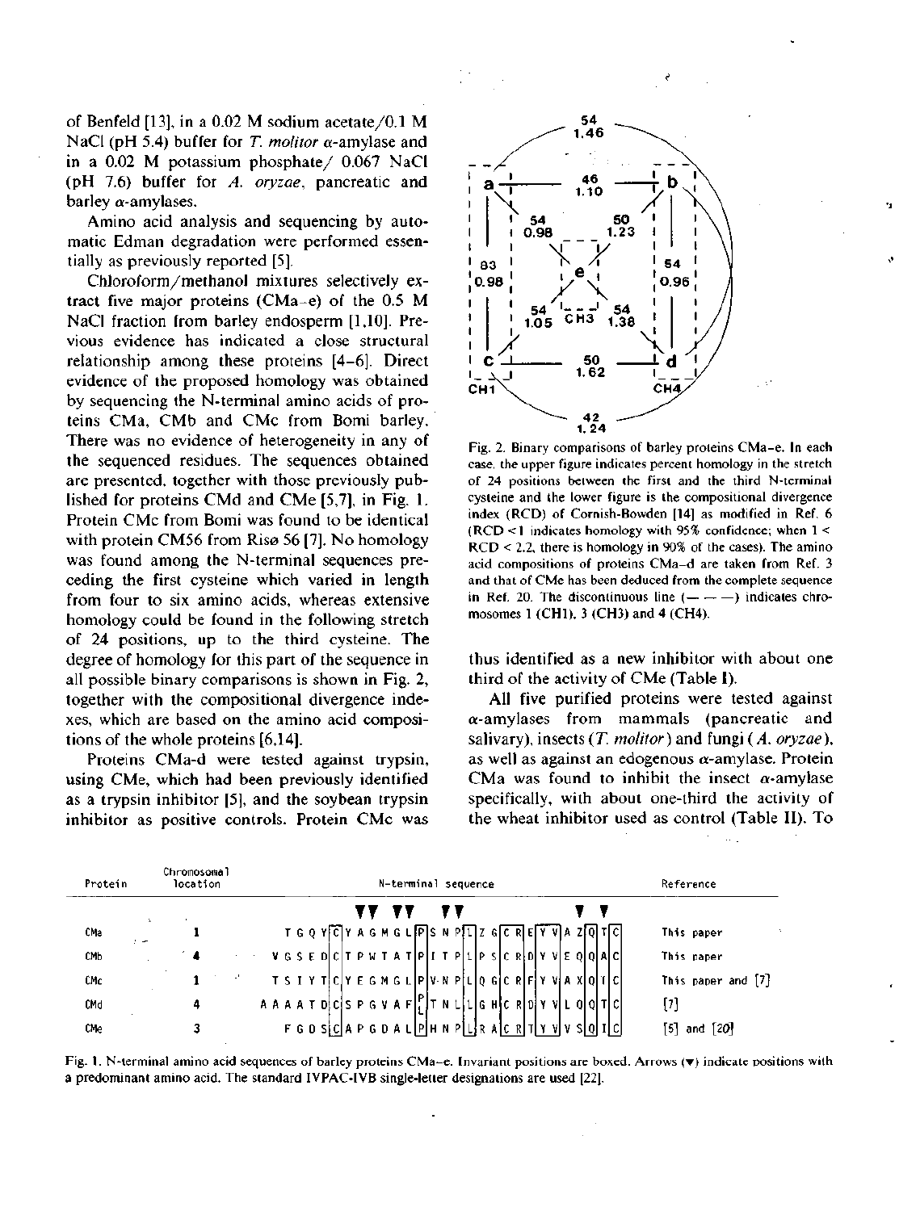of Benfeld [13], in a 0.02 M sodium acetate/0.1 M NaCl (pH 5.4) buffer for *T. molitor* α-amylase and in a 0.02 M potassium phosphate/ 0.067 NaCl (pH 7.6) buffer for *A. oryzae*, pancreatic and barley α-amylases.

Amino acid analysis and sequencing by automatic Edman degradation were performed essentially as previously reported [5].

Chloroform/methanol mixtures selectively extract five major proteins (CMa–e) of the 0.5 M NaCl fraction from barley endosperm [1,10]. Previous evidence has indicated a close structural relationship among these proteins [4–6]. Direct evidence of the proposed homology was obtained by sequencing the N-terminal amino acids of proteins CMa, CMb and CMc from Bomi barley. There was no evidence of heterogeneity in any of the sequenced residues. The sequences obtained are presented, together with those previously published for proteins CMd and CMe [5,7], in Fig. 1. Protein CMc from Bomi was found to be identical with protein CM56 from Risø 56 [7]. No homology was found among the N-terminal sequences preceding the first cysteine which varied in length from four to six amino acids, whereas extensive homology could be found in the following stretch of 24 positions, up to the third cysteine. The degree of homology for this part of the sequence in all possible binary comparisons is shown in Fig. 2, together with the compositional divergence indexes, which are based on the amino acid compositions of the whole proteins [6,14].

Proteins CMa-d were tested against trypsin, using CMe, which had been previously identified as a trypsin inhibitor [5], and the soybean trypsin inhibitor as positive controls. Protein CMc was thus identified as a new inhibitor with about one third of the activity of CMe (Table I).

All five purified proteins were tested against α-amylases from mammals (pancreatic and salivary), insects (*T. molitor*) and fungi (*A. oryzae*), as well as against an edogenous α-amylase. Protein CMa was found to inhibit the insect α-amylase specifically, with about one-third the activity of the wheat inhibitor used as control (Table II). To

| Pair | Percent homology | RCD |
|---|---|---|
| a–b | 46 | 1.10 |
| a–c | 83 | 0.98 |
| a–d | 54 | 1.46 |
| a–e | 54 | 0.98 |
| b–c | 54 | 1.46 |
| b–d | 54 | 0.96 |
| b–e | 50 | 1.23 |
| c–d | 50 | 1.62 |
| c–e | 54 | 1.05 |
| d–e | 54 | 1.38 |
| c–b (outer arc) | 42 | 1.24 |

Fig. 2. Binary comparisons of barley proteins CMa–e. In each case, the upper figure indicates percent homology in the stretch of 24 positions between the first and the third N-terminal cysteine and the lower figure is the compositional divergence index (RCD) of Cornish-Bowden [14] as modified in Ref. 6 (RCD < 1 indicates homology with 95% confidence; when 1 < RCD < 2.2, there is homology in 90% of the cases). The amino acid compositions of proteins CMa–d are taken from Ref. 3 and that of CMe has been deduced from the complete sequence in Ref. 20. The discontinuous line (— — —) indicates chromosomes 1 (CH1), 3 (CH3) and 4 (CH4).

| Protein | Chromosomal location | N-terminal sequence | Reference |
|---|---|---|---|
| CMa | 1 | T G Q Y C Y A G M G L P S N P L Z G C R E Y V A Z Q T C | This paper |
| CMb | 4 | V G S E D C T P W T A T P I T P L P S C R D Y V E Q Q A C | This paper |
| CMc | 1 | T S I Y T C Y E G M G L P V N P L Q G C R F Y V A X Q I C | This paper and [7] |
| CMd | 4 | A A A A T D C S P G V A F P/L T N L L G H C R D Y V L Q Q T C | [7] |
| CMe | 3 | F G D S C A P G D A L P H N P L R A C R T Y V V S Q I C | [5] and [20] |

Fig. 1. N-terminal amino acid sequences of barley proteins CMa–e. Invariant positions are boxed. Arrows (▼) indicate positions with a predominant amino acid. The standard IUPAC-IUB single-letter designations are used [22].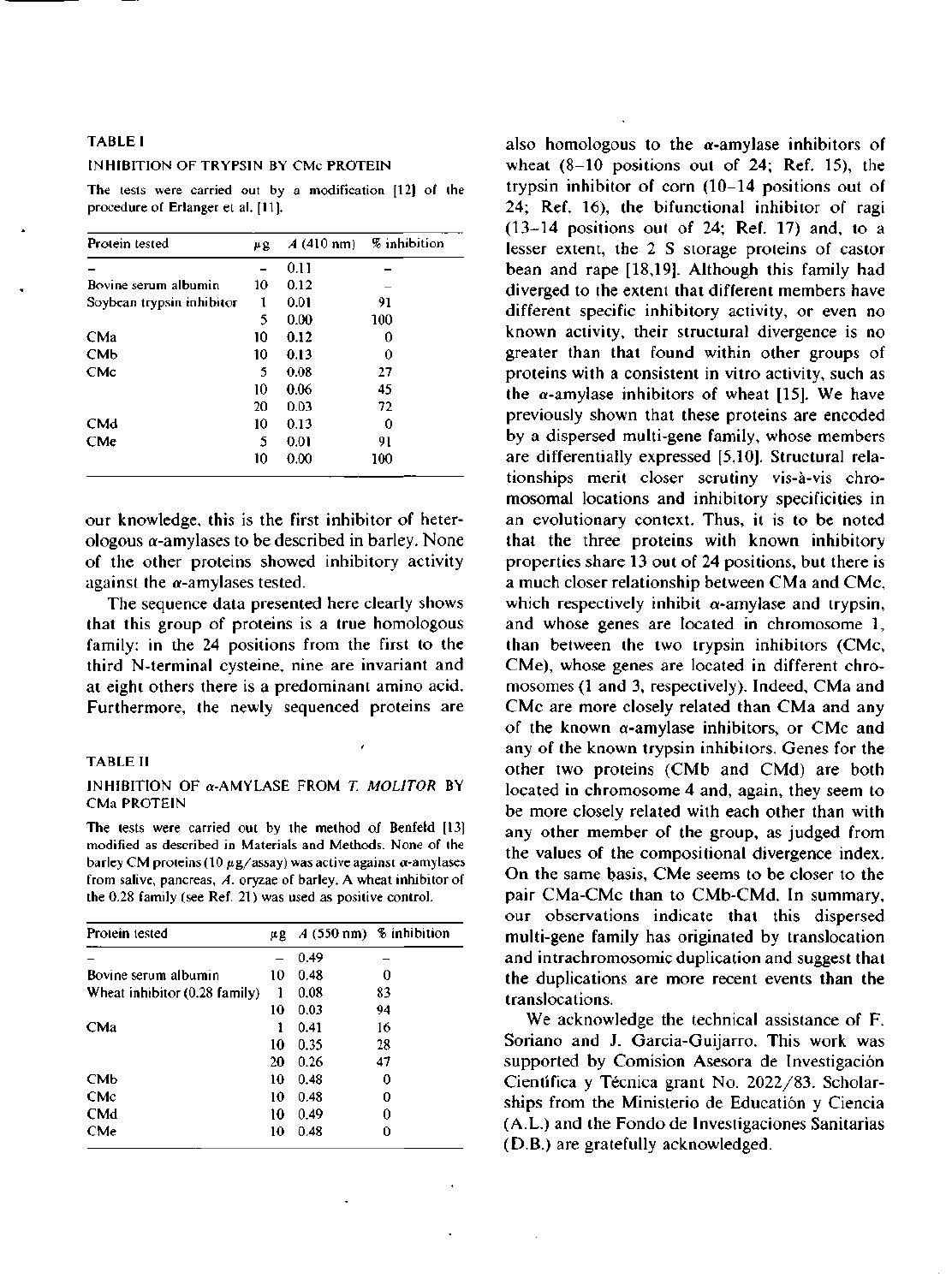**TABLE I**

INHIBITION OF TRYPSIN BY CMc PROTEIN

The tests were carried out by a modification [12] of the procedure of Erlanger et al. [11].

| Protein tested | μg | A (410 nm) | % inhibition |
|---|---|---|---|
| – | – | 0.11 | – |
| Bovine serum albumin | 10 | 0.12 | – |
| Soybean trypsin inhibitor | 1 | 0.01 | 91 |
| | 5 | 0.00 | 100 |
| CMa | 10 | 0.12 | 0 |
| CMb | 10 | 0.13 | 0 |
| CMc | 5 | 0.08 | 27 |
| | 10 | 0.06 | 45 |
| | 20 | 0.03 | 72 |
| CMd | 10 | 0.13 | 0 |
| CMe | 5 | 0.01 | 91 |
| | 10 | 0.00 | 100 |

our knowledge, this is the first inhibitor of heterologous α-amylases to be described in barley. None of the other proteins showed inhibitory activity against the α-amylases tested.

The sequence data presented here clearly shows that this group of proteins is a true homologous family: in the 24 positions from the first to the third N-terminal cysteine, nine are invariant and at eight others there is a predominant amino acid. Furthermore, the newly sequenced proteins are

**TABLE II**

INHIBITION OF α-AMYLASE FROM *T. MOLITOR* BY CMa PROTEIN

The tests were carried out by the method of Benfeld [13] modified as described in Materials and Methods. None of the barley CM proteins (10 μg/assay) was active against α-amylases from saliva, pancreas, *A. oryzae* of barley. A wheat inhibitor of the 0.28 family (see Ref. 21) was used as positive control.

| Protein tested | μg | A (550 nm) | % inhibition |
|---|---|---|---|
| – | – | 0.49 | – |
| Bovine serum albumin | 10 | 0.48 | 0 |
| Wheat inhibitor (0.28 family) | 1 | 0.08 | 83 |
| | 10 | 0.03 | 94 |
| CMa | 1 | 0.41 | 16 |
| | 10 | 0.35 | 28 |
| | 20 | 0.26 | 47 |
| CMb | 10 | 0.48 | 0 |
| CMc | 10 | 0.48 | 0 |
| CMd | 10 | 0.49 | 0 |
| CMe | 10 | 0.48 | 0 |

also homologous to the α-amylase inhibitors of wheat (8–10 positions out of 24; Ref. 15), the trypsin inhibitor of corn (10–14 positions out of 24; Ref. 16), the bifunctional inhibitor of ragi (13–14 positions out of 24; Ref. 17) and, to a lesser extent, the 2 S storage proteins of castor bean and rape [18,19]. Although this family had diverged to the extent that different members have different specific inhibitory activity, or even no known activity, their structural divergence is no greater than that found within other groups of proteins with a consistent in vitro activity, such as the α-amylase inhibitors of wheat [15]. We have previously shown that these proteins are encoded by a dispersed multi-gene family, whose members are differentially expressed [5,10]. Structural relationships merit closer scrutiny vis-à-vis chromosomal locations and inhibitory specificities in an evolutionary context. Thus, it is to be noted that the three proteins with known inhibitory properties share 13 out of 24 positions, but there is a much closer relationship between CMa and CMc, which respectively inhibit α-amylase and trypsin, and whose genes are located in chromosome 1, than between the two trypsin inhibitors (CMc, CMe), whose genes are located in different chromosomes (1 and 3, respectively). Indeed, CMa and CMc are more closely related than CMa and any of the known α-amylase inhibitors, or CMc and any of the known trypsin inhibitors. Genes for the other two proteins (CMb and CMd) are both located in chromosome 4 and, again, they seem to be more closely related with each other than with any other member of the group, as judged from the values of the compositional divergence index. On the same basis, CMe seems to be closer to the pair CMa-CMc than to CMb-CMd. In summary, our observations indicate that this dispersed multi-gene family has originated by translocation and intrachromosomic duplication and suggest that the duplications are more recent events than the translocations.

We acknowledge the technical assistance of F. Soriano and J. Garcia-Guijarro. This work was supported by Comision Asesora de Investigación Científica y Técnica grant No. 2022/83. Scholarships from the Ministerio de Educatión y Ciencia (A.L.) and the Fondo de Investigaciones Sanitarias (D.B.) are gratefully acknowledged.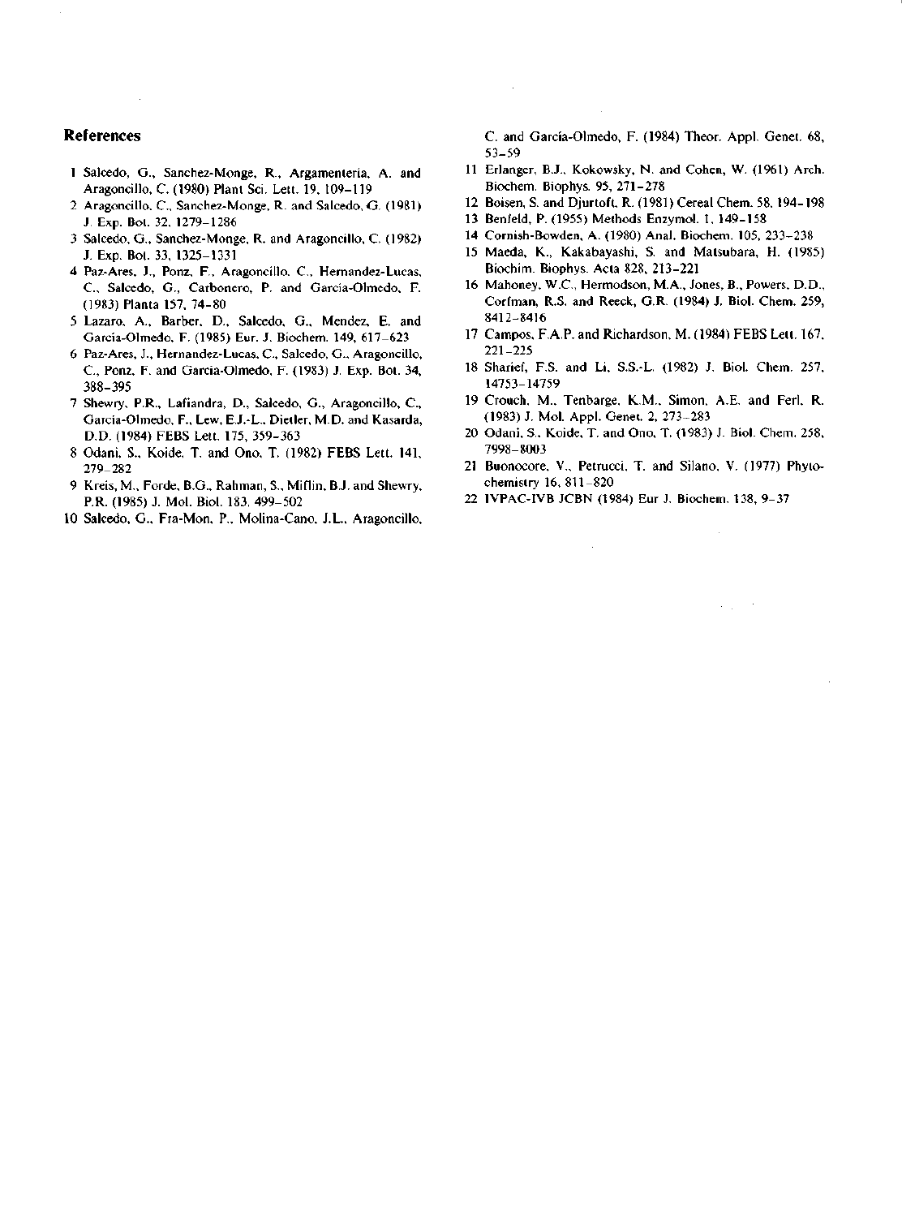## References

1 Salcedo, G., Sanchez-Monge, R., Argamentería, A. and Aragoncillo, C. (1980) Plant Sci. Lett. 19, 109–119
2 Aragoncillo, C., Sanchez-Monge, R. and Salcedo, G. (1981) J. Exp. Bot. 32, 1279–1286
3 Salcedo, G., Sanchez-Monge, R. and Aragoncillo, C. (1982) J. Exp. Bot. 33, 1325–1331
4 Paz-Ares, J., Ponz, F., Aragoncillo, C., Hernandez-Lucas, C., Salcedo, G., Carbonero, P. and Garcia-Olmedo, F. (1983) Planta 157, 74–80
5 Lazaro, A., Barber, D., Salcedo, G., Mendez, E. and Garcia-Olmedo, F. (1985) Eur. J. Biochem. 149, 617–623
6 Paz-Ares, J., Hernandez-Lucas, C., Salcedo, G., Aragoncillo, C., Ponz, F. and Garcia-Olmedo, F. (1983) J. Exp. Bot. 34, 388–395
7 Shewry, P.R., Lafiandra, D., Salcedo, G., Aragoncillo, C., Garcia-Olmedo, F., Lew, E.J.-L., Dietler, M.D. and Kasarda, D.D. (1984) FEBS Lett. 175, 359–363
8 Odani, S., Koide, T. and Ono, T. (1982) FEBS Lett. 141, 279–282
9 Kreis, M., Forde, B.G., Rahman, S., Miflin, B.J. and Shewry, P.R. (1985) J. Mol. Biol. 183, 499–502
10 Salcedo, G., Fra-Mon, P., Molina-Cano, J.L., Aragoncillo, C. and García-Olmedo, F. (1984) Theor. Appl. Genet. 68, 53–59
11 Erlanger, B.J., Kokowsky, N. and Cohen, W. (1961) Arch. Biochem. Biophys. 95, 271–278
12 Boisen, S. and Djurtoft, R. (1981) Cereal Chem. 58, 194–198
13 Benfeld, P. (1955) Methods Enzymol. 1, 149–158
14 Cornish-Bowden, A. (1980) Anal. Biochem. 105, 233–238
15 Maeda, K., Kakabayashi, S. and Matsubara, H. (1985) Biochim. Biophys. Acta 828, 213–221
16 Mahoney, W.C., Hermodson, M.A., Jones, B., Powers, D.D., Corfman, R.S. and Reeck, G.R. (1984) J. Biol. Chem. 259, 8412–8416
17 Campos, F.A.P. and Richardson, M. (1984) FEBS Lett. 167, 221–225
18 Sharief, F.S. and Li, S.S.-L. (1982) J. Biol. Chem. 257, 14753–14759
19 Crouch, M., Tenbarge, K.M., Simon, A.E. and Ferl, R. (1983) J. Mol. Appl. Genet. 2, 273–283
20 Odani, S., Koide, T. and Ono, T. (1983) J. Biol. Chem. 258, 7998–8003
21 Buonocore, V., Petrucci, T. and Silano, V. (1977) Phytochemistry 16, 811–820
22 IVPAC-IVB JCBN (1984) Eur J. Biochem. 138, 9–37